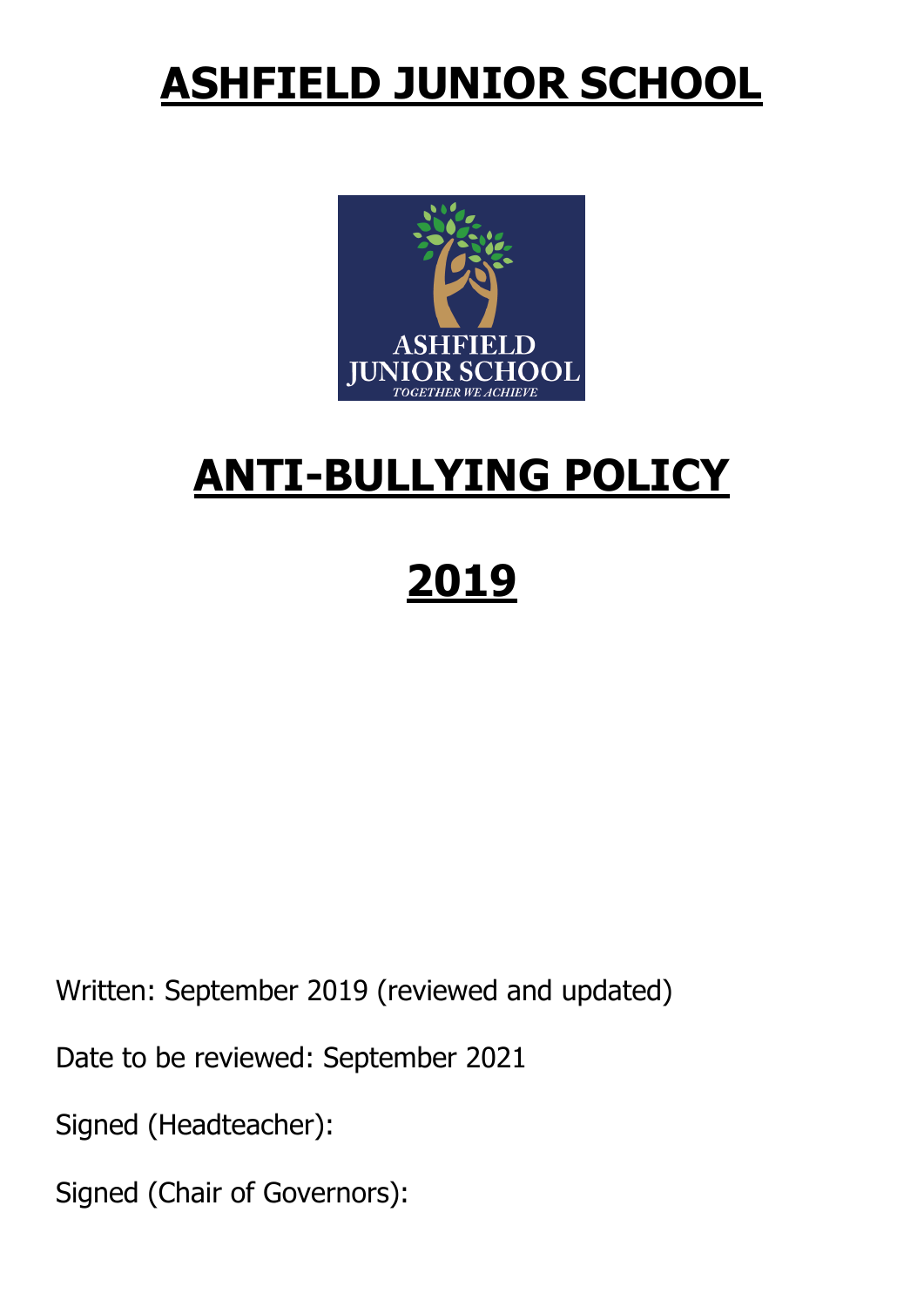# ASHFIELD JUNIOR SCHOOL

# ANTI-BULLYING POLICY

# 2019

Written: September 2019 (reviewed and updated)

Date to be reviewed: September 2021

Signed (Headteacher):

Signed (Chair of Governors):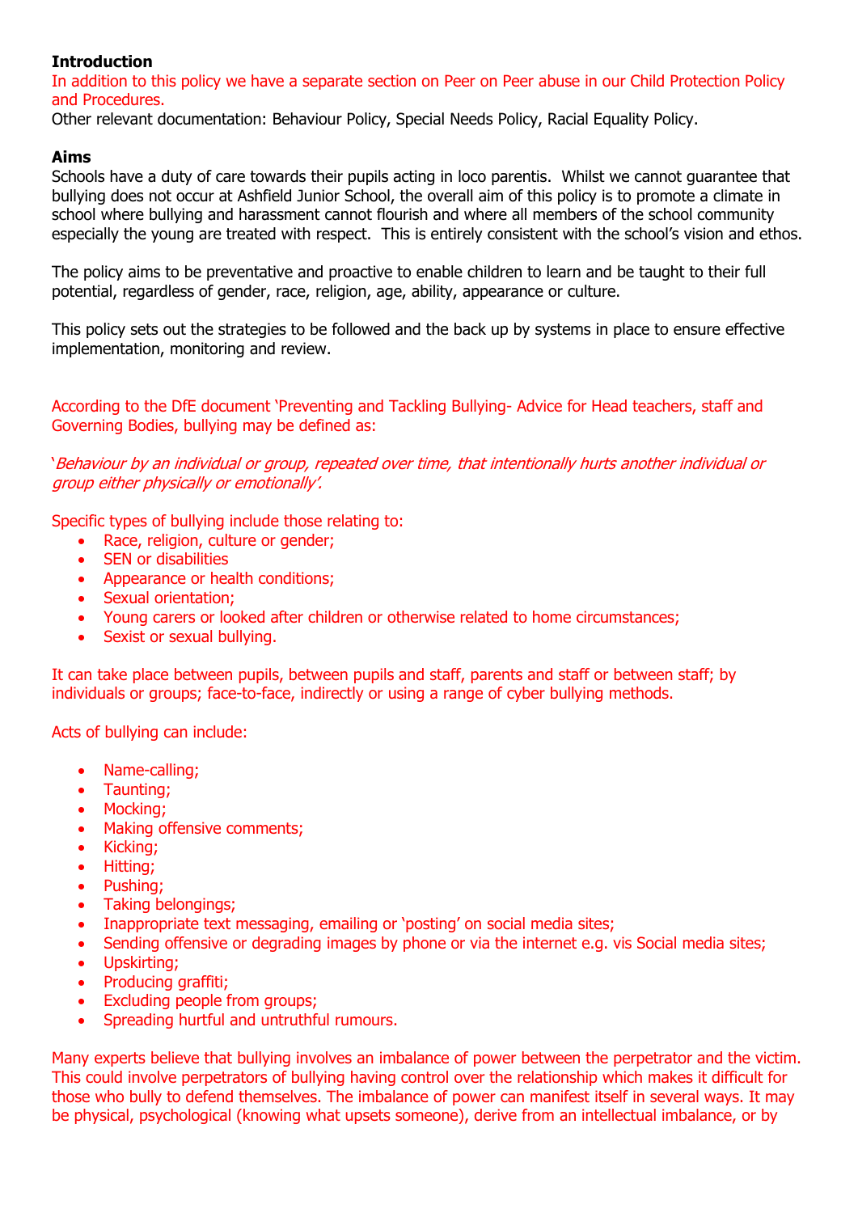**Introduction**

In addition to this policy we have a separate section on Peer on Peer abuse in our Child Protection Policy and Procedures.

Other relevant documentation: Behaviour Policy, Special Needs Policy, Racial Equality Policy.

**Aims**

Schools have a duty of care towards their pupils acting in loco parentis. Whilst we cannot guarantee that bullying does not occur at Ashfield Junior School, the overall aim of this policy is to promote a climate in school where bullying and harassment cannot flourish and where all members of the school community especially the young are treated with respect. This is entirely consistent with the school's vision and ethos.

The policy aims to be preventative and proactive to enable children to learn and be taught to their full potential, regardless of gender, race, religion, age, ability, appearance or culture.

This policy sets out the strategies to be followed and the back up by systems in place to ensure effective implementation, monitoring and review.

According to the DfE document 'Preventing and Tackling Bullying- Advice for Head teachers, staff and Governing Bodies, bullying may be defined as:

'*Behaviour by an individual or group, repeated over time, that intentionally hurts another individual or group either physically or emotionally'.*

Specific types of bullying include those relating to:

- Race, religion, culture or gender;
- SEN or disabilities
- Appearance or health conditions;
- Sexual orientation;
- Young carers or looked after children or otherwise related to home circumstances;
- Sexist or sexual bullying.

It can take place between pupils, between pupils and staff, parents and staff or between staff; by individuals or groups; face-to-face, indirectly or using a range of cyber bullying methods.

Acts of bullying can include:

- Name-calling;
- Taunting;
- Mocking;
- Making offensive comments;
- Kicking;
- Hitting;
- Pushing;
- Taking belongings;
- Inappropriate text messaging, emailing or 'posting' on social media sites;
- Sending offensive or degrading images by phone or via the internet e.g. vis Social media sites;
- Upskirting;
- Producing graffiti;
- Excluding people from groups;
- Spreading hurtful and untruthful rumours.

Many experts believe that bullying involves an imbalance of power between the perpetrator and the victim. This could involve perpetrators of bullying having control over the relationship which makes it difficult for those who bully to defend themselves. The imbalance of power can manifest itself in several ways. It may be physical, psychological (knowing what upsets someone), derive from an intellectual imbalance, or by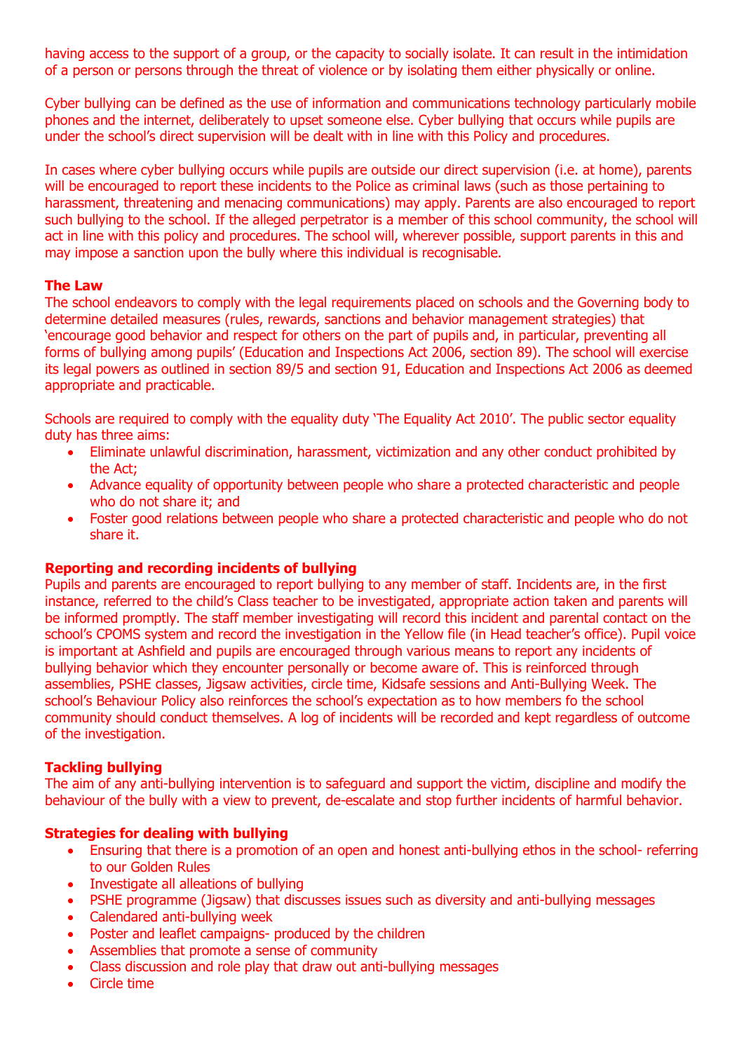having access to the support of a group, or the capacity to socially isolate. It can result in the intimidation of a person or persons through the threat of violence or by isolating them either physically or online.

Cyber bullying can be defined as the use of information and communications technology particularly mobile phones and the internet, deliberately to upset someone else. Cyber bullying that occurs while pupils are under the school's direct supervision will be dealt with in line with this Policy and procedures.

In cases where cyber bullying occurs while pupils are outside our direct supervision (i.e. at home), parents will be encouraged to report these incidents to the Police as criminal laws (such as those pertaining to harassment, threatening and menacing communications) may apply. Parents are also encouraged to report such bullying to the school. If the alleged perpetrator is a member of this school community, the school will act in line with this policy and procedures. The school will, wherever possible, support parents in this and may impose a sanction upon the bully where this individual is recognisable.

**The Law**

The school endeavors to comply with the legal requirements placed on schools and the Governing body to determine detailed measures (rules, rewards, sanctions and behavior management strategies) that 'encourage good behavior and respect for others on the part of pupils and, in particular, preventing all forms of bullying among pupils' (Education and Inspections Act 2006, section 89). The school will exercise its legal powers as outlined in section 89/5 and section 91, Education and Inspections Act 2006 as deemed appropriate and practicable.

Schools are required to comply with the equality duty 'The Equality Act 2010'. The public sector equality duty has three aims:

- Eliminate unlawful discrimination, harassment, victimization and any other conduct prohibited by the Act;
- Advance equality of opportunity between people who share a protected characteristic and people who do not share it; and
- Foster good relations between people who share a protected characteristic and people who do not share it.

**Reporting and recording incidents of bullying**

Pupils and parents are encouraged to report bullying to any member of staff. Incidents are, in the first instance, referred to the child's Class teacher to be investigated, appropriate action taken and parents will be informed promptly. The staff member investigating will record this incident and parental contact on the school's CPOMS system and record the investigation in the Yellow file (in Head teacher's office). Pupil voice is important at Ashfield and pupils are encouraged through various means to report any incidents of bullying behavior which they encounter personally or become aware of. This is reinforced through assemblies, PSHE classes, Jigsaw activities, circle time, Kidsafe sessions and Anti-Bullying Week. The school's Behaviour Policy also reinforces the school's expectation as to how members fo the school community should conduct themselves. A log of incidents will be recorded and kept regardless of outcome of the investigation.

**Tackling bullying**

The aim of any anti-bullying intervention is to safeguard and support the victim, discipline and modify the behaviour of the bully with a view to prevent, de-escalate and stop further incidents of harmful behavior.

**Strategies for dealing with bullying**

- Ensuring that there is a promotion of an open and honest anti-bullying ethos in the school- referring to our Golden Rules
- Investigate all alleations of bullying
- PSHE programme (Jigsaw) that discusses issues such as diversity and anti-bullying messages
- Calendared anti-bullying week
- Poster and leaflet campaigns- produced by the children
- Assemblies that promote a sense of community
- Class discussion and role play that draw out anti-bullying messages
- Circle time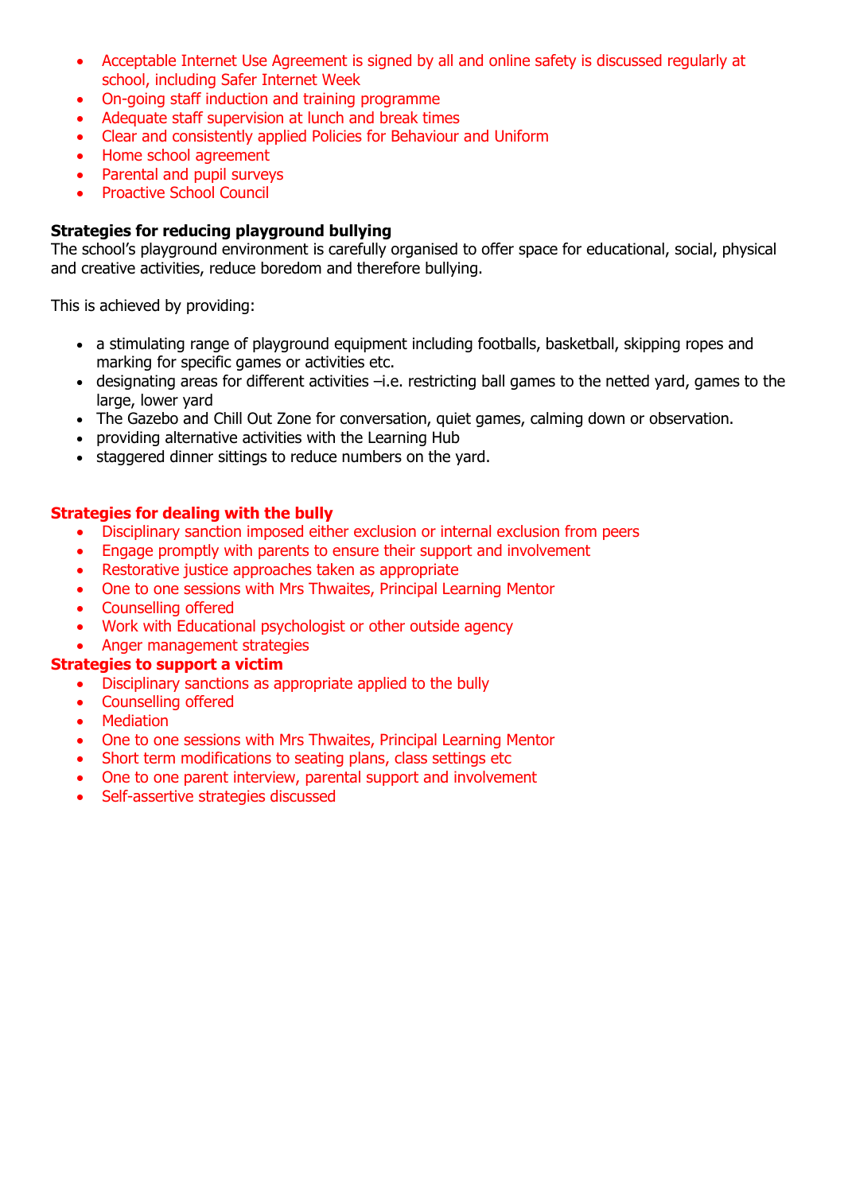- Acceptable Internet Use Agreement is signed by all and online safety is discussed regularly at school, including Safer Internet Week
- On-going staff induction and training programme
- Adequate staff supervision at lunch and break times
- Clear and consistently applied Policies for Behaviour and Uniform
- Home school agreement
- Parental and pupil surveys
- Proactive School Council

**Strategies for reducing playground bullying**

The school's playground environment is carefully organised to offer space for educational, social, physical and creative activities, reduce boredom and therefore bullying.

This is achieved by providing:

- a stimulating range of playground equipment including footballs, basketball, skipping ropes and marking for specific games or activities etc.
- designating areas for different activities –i.e. restricting ball games to the netted yard, games to the large, lower yard
- The Gazebo and Chill Out Zone for conversation, quiet games, calming down or observation.
- providing alternative activities with the Learning Hub
- staggered dinner sittings to reduce numbers on the yard.

**Strategies for dealing with the bully**

- Disciplinary sanction imposed either exclusion or internal exclusion from peers
- Engage promptly with parents to ensure their support and involvement
- Restorative justice approaches taken as appropriate
- One to one sessions with Mrs Thwaites, Principal Learning Mentor
- Counselling offered
- Work with Educational psychologist or other outside agency
- Anger management strategies

**Strategies to support a victim**

- Disciplinary sanctions as appropriate applied to the bully
- Counselling offered
- Mediation
- One to one sessions with Mrs Thwaites, Principal Learning Mentor
- Short term modifications to seating plans, class settings etc
- One to one parent interview, parental support and involvement
- Self-assertive strategies discussed